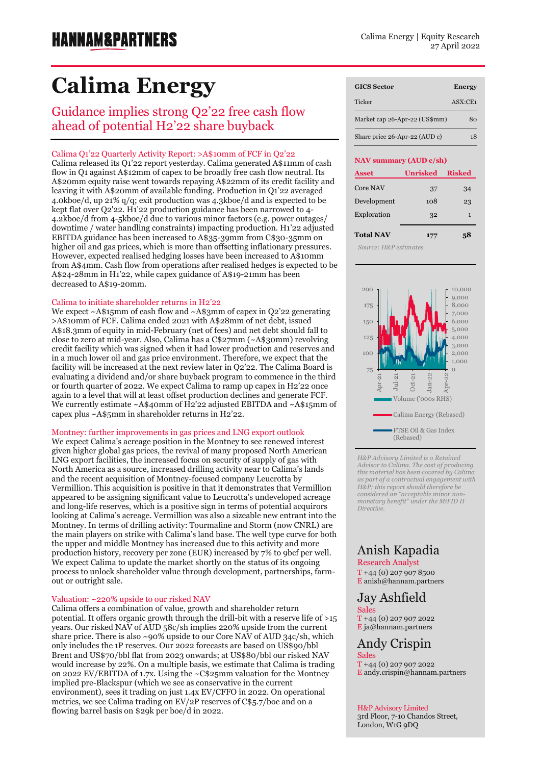# Calima Energy

## Guidance implies strong Q2'22 free cash flow ahead of potential H2'22 share buyback

### Calima Q1'22 Quarterly Activity Report: >A$10mm of FCF in Q2'22

Calima released its Q1'22 report yesterday. Calima generated A$11mm of cash flow in Q1 against A$12mm of capex to be broadly free cash flow neutral. Its A$20mm equity raise went towards repaying A$22mm of its credit facility and leaving it with A$20mm of available funding. Production in Q1'22 averaged 4.0kboe/d, up 21% q/q; exit production was 4.3kboe/d and is expected to be kept flat over Q2'22. H1'22 production guidance has been narrowed to 4-4.2kboe/d from 4-5kboe/d due to various minor factors (e.g. power outages/ downtime / water handling constraints) impacting production. H1'22 adjusted EBITDA guidance has been increased to A$35-39mm from C$30-35mm on higher oil and gas prices, which is more than offsetting inflationary pressures. However, expected realised hedging losses have been increased to A$10mm from A$4mm. Cash flow from operations after realised hedges is expected to be A$24-28mm in H1'22, while capex guidance of A$19-21mm has been decreased to A$19-20mm.

### Calima to initiate shareholder returns in H2'22

We expect ~A$15mm of cash flow and ~A$3mm of capex in Q2'22 generating >A$10mm of FCF. Calima ended 2021 with A$28mm of net debt, issued A$18.3mm of equity in mid-February (net of fees) and net debt should fall to close to zero at mid-year. Also, Calima has a C$27mm (~A$30mm) revolving credit facility which was signed when it had lower production and reserves and in a much lower oil and gas price environment. Therefore, we expect that the facility will be increased at the next review later in Q2'22. The Calima Board is evaluating a dividend and/or share buyback program to commence in the third or fourth quarter of 2022. We expect Calima to ramp up capex in H2'22 once again to a level that will at least offset production declines and generate FCF. We currently estimate ~A$40mm of H2'22 adjusted EBITDA and ~A$15mm of capex plus ~A$5mm in shareholder returns in H2'22.

### Montney: further improvements in gas prices and LNG export outlook

We expect Calima's acreage position in the Montney to see renewed interest given higher global gas prices, the revival of many proposed North American LNG export facilities, the increased focus on security of supply of gas with North America as a source, increased drilling activity near to Calima's lands and the recent acquisition of Montney-focused company Leucrotta by Vermillion. This acquisition is positive in that it demonstrates that Vermillion appeared to be assigning significant value to Leucrotta's undeveloped acreage and long-life reserves, which is a positive sign in terms of potential acquirors looking at Calima's acreage. Vermillion was also a sizeable new entrant into the Montney. In terms of drilling activity: Tourmaline and Storm (now CNRL) are the main players on strike with Calima's land base. The well type curve for both the upper and middle Montney has increased due to this activity and more production history, recovery per zone (EUR) increased by 7% to 9bcf per well. We expect Calima to update the market shortly on the status of its ongoing process to unlock shareholder value through development, partnerships, farm-out or outright sale.

### Valuation: ~220% upside to our risked NAV

Calima offers a combination of value, growth and shareholder return potential. It offers organic growth through the drill-bit with a reserve life of >15 years. Our risked NAV of AUD 58c/sh implies 220% upside from the current share price. There is also ~90% upside to our Core NAV of AUD 34c/sh, which only includes the 1P reserves. Our 2022 forecasts are based on US$90/bbl Brent and US$70/bbl flat from 2023 onwards; at US$80/bbl our risked NAV would increase by 22%. On a multiple basis, we estimate that Calima is trading on 2022 EV/EBITDA of 1.7x. Using the ~C$25mm valuation for the Montney implied pre-Blackspur (which we see as conservative in the current environment), sees it trading on just 1.4x EV/CFFO in 2022. On operational metrics, we see Calima trading on EV/2P reserves of C$5.7/boe and on a flowing barrel basis on $29k per boe/d in 2022.

| GICS Sector | Energy |
|---|---|
| Ticker | ASX:CE1 |
| Market cap 26-Apr-22 (US$mm) | 80 |
| Share price 26-Apr-22 (AUD c) | 18 |

**NAV summary (AUD c/sh)**

| Asset | Unrisked | Risked |
|---|---|---|
| Core NAV | 37 | 34 |
| Development | 108 | 23 |
| Exploration | 32 | 1 |
| **Total NAV** | **177** | **58** |

*Source: H&P estimates*

Volume ('000s RHS)

Calima Energy (Rebased)

FTSE Oil & Gas Index (Rebased)

*H&P Advisory Limited is a Retained Advisor to Calima. The cost of producing this material has been covered by Calima as part of a contractual engagement with H&P; this report should therefore be considered an "acceptable minor non-monetary benefit" under the MiFID II Directive.*

**Anish Kapadia**
Research Analyst
T +44 (0) 207 907 8500
E anish@hannam.partners

**Jay Ashfield**
Sales
T +44 (0) 207 907 2022
E ja@hannam.partners

**Andy Crispin**
Sales
T +44 (0) 207 907 2022
E andy.crispin@hannam.partners

H&P Advisory Limited
3rd Floor, 7-10 Chandos Street,
London, W1G 9DQ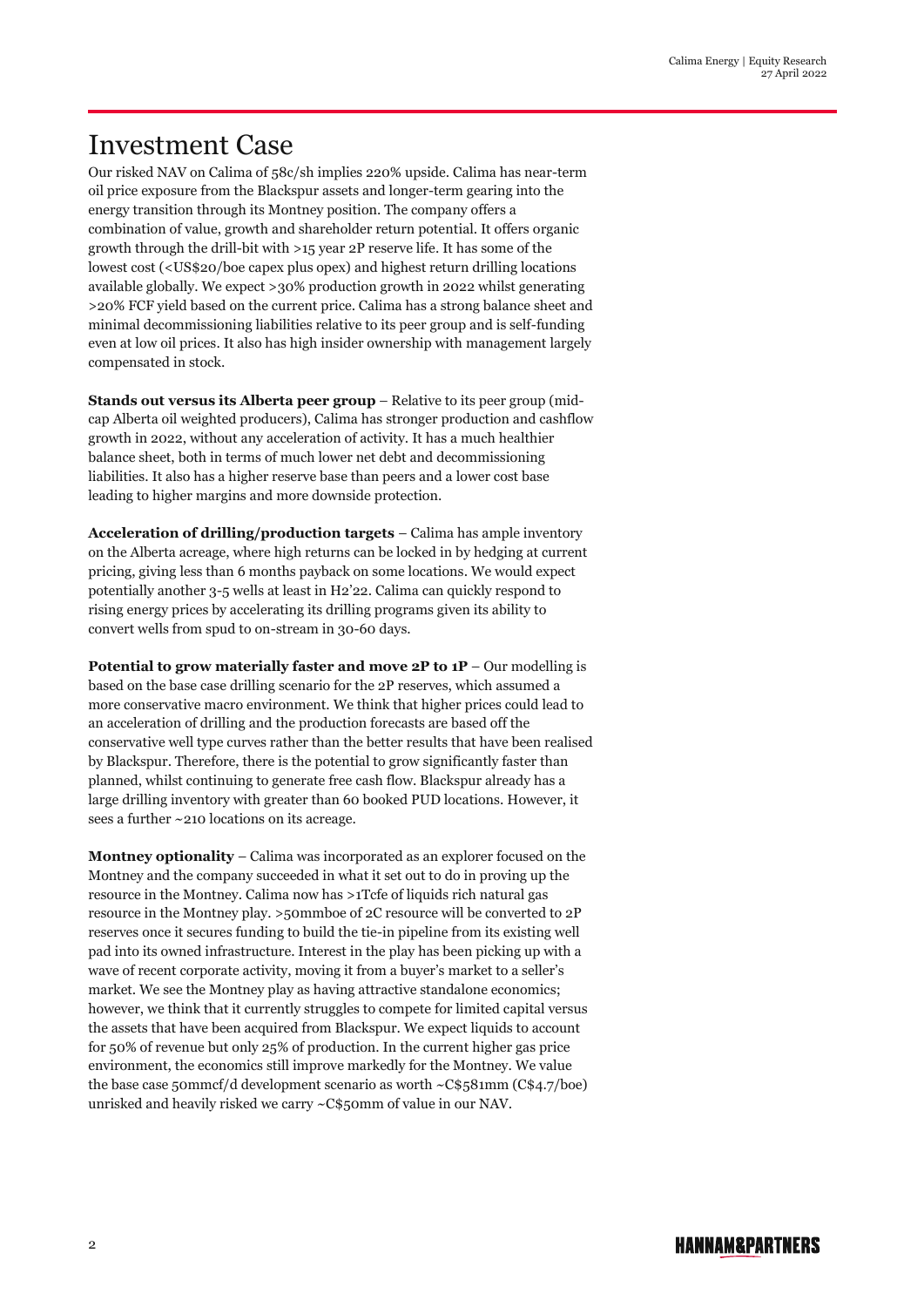# Investment Case

Our risked NAV on Calima of 58c/sh implies 220% upside. Calima has near-term oil price exposure from the Blackspur assets and longer-term gearing into the energy transition through its Montney position. The company offers a combination of value, growth and shareholder return potential. It offers organic growth through the drill-bit with >15 year 2P reserve life. It has some of the lowest cost (<US$20/boe capex plus opex) and highest return drilling locations available globally. We expect >30% production growth in 2022 whilst generating >20% FCF yield based on the current price. Calima has a strong balance sheet and minimal decommissioning liabilities relative to its peer group and is self-funding even at low oil prices. It also has high insider ownership with management largely compensated in stock.

**Stands out versus its Alberta peer group** – Relative to its peer group (mid-cap Alberta oil weighted producers), Calima has stronger production and cashflow growth in 2022, without any acceleration of activity. It has a much healthier balance sheet, both in terms of much lower net debt and decommissioning liabilities. It also has a higher reserve base than peers and a lower cost base leading to higher margins and more downside protection.

**Acceleration of drilling/production targets** – Calima has ample inventory on the Alberta acreage, where high returns can be locked in by hedging at current pricing, giving less than 6 months payback on some locations. We would expect potentially another 3-5 wells at least in H2'22. Calima can quickly respond to rising energy prices by accelerating its drilling programs given its ability to convert wells from spud to on-stream in 30-60 days.

**Potential to grow materially faster and move 2P to 1P** – Our modelling is based on the base case drilling scenario for the 2P reserves, which assumed a more conservative macro environment. We think that higher prices could lead to an acceleration of drilling and the production forecasts are based off the conservative well type curves rather than the better results that have been realised by Blackspur. Therefore, there is the potential to grow significantly faster than planned, whilst continuing to generate free cash flow. Blackspur already has a large drilling inventory with greater than 60 booked PUD locations. However, it sees a further ~210 locations on its acreage.

**Montney optionality** – Calima was incorporated as an explorer focused on the Montney and the company succeeded in what it set out to do in proving up the resource in the Montney. Calima now has >1Tcfe of liquids rich natural gas resource in the Montney play. >50mmboe of 2C resource will be converted to 2P reserves once it secures funding to build the tie-in pipeline from its existing well pad into its owned infrastructure. Interest in the play has been picking up with a wave of recent corporate activity, moving it from a buyer's market to a seller's market. We see the Montney play as having attractive standalone economics; however, we think that it currently struggles to compete for limited capital versus the assets that have been acquired from Blackspur. We expect liquids to account for 50% of revenue but only 25% of production. In the current higher gas price environment, the economics still improve markedly for the Montney. We value the base case 50mmcf/d development scenario as worth ~C$581mm (C$4.7/boe) unrisked and heavily risked we carry ~C$50mm of value in our NAV.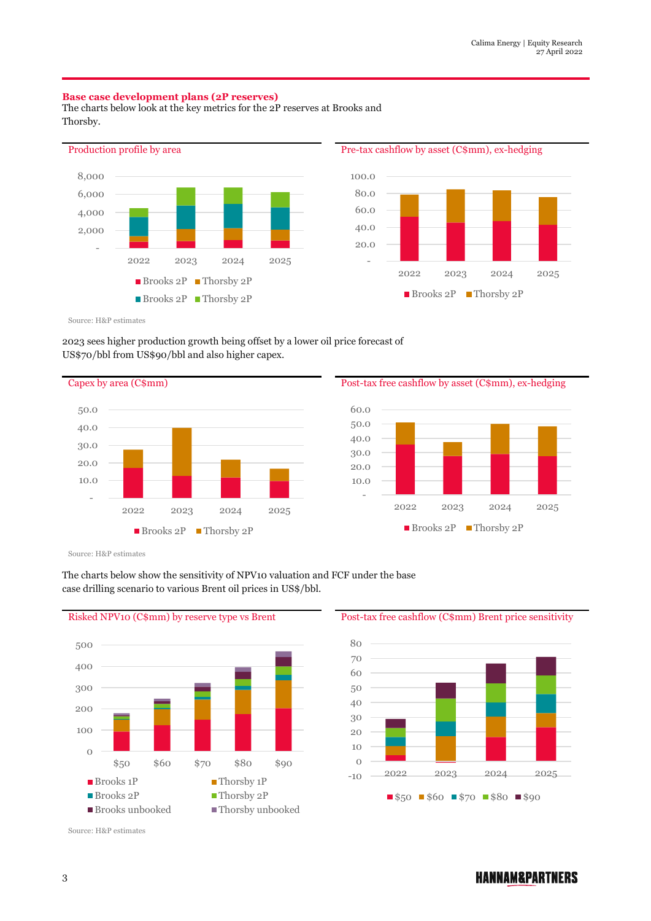## Base case development plans (2P reserves)

The charts below look at the key metrics for the 2P reserves at Brooks and Thorsby.

Production profile by area

8,000
6,000
4,000
2,000
-

2022 2023 2024 2025

Brooks 2P Thorsby 2P
Brooks 2P Thorsby 2P

Pre-tax cashflow by asset (C$mm), ex-hedging

100.0
80.0
60.0
40.0
20.0
-

2022 2023 2024 2025

Brooks 2P Thorsby 2P

Source: H&P estimates

2023 sees higher production growth being offset by a lower oil price forecast of US$70/bbl from US$90/bbl and also higher capex.

Capex by area (C$mm)

50.0
40.0
30.0
20.0
10.0
-

2022 2023 2024 2025

Brooks 2P Thorsby 2P

Post-tax free cashflow by asset (C$mm), ex-hedging

60.0
50.0
40.0
30.0
20.0
10.0
-

2022 2023 2024 2025

Brooks 2P Thorsby 2P

Source: H&P estimates

The charts below show the sensitivity of NPV10 valuation and FCF under the base case drilling scenario to various Brent oil prices in US$/bbl.

Risked NPV10 (C$mm) by reserve type vs Brent

500
400
300
200
100
0

$50 $60 $70 $80 $90

Brooks 1P Thorsby 1P
Brooks 2P Thorsby 2P
Brooks unbooked Thorsby unbooked

Post-tax free cashflow (C$mm) Brent price sensitivity

80
70
60
50
40
30
20
10
0
-10

2022 2023 2024 2025

$50 $60 $70 $80 $90

Source: H&P estimates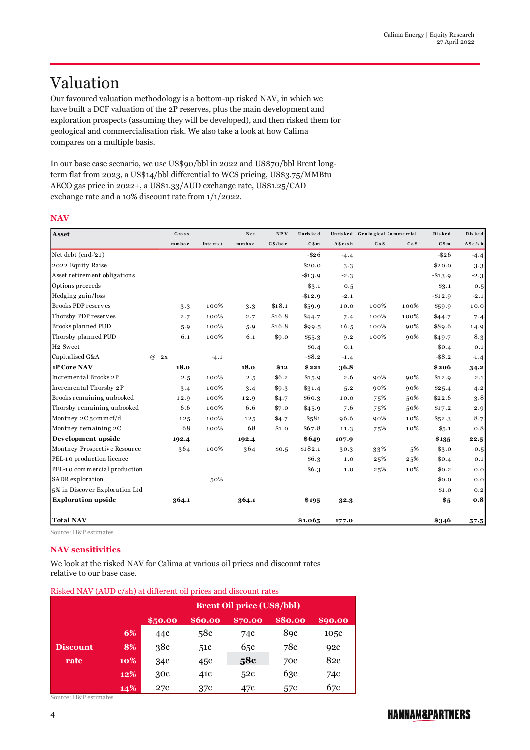# Valuation

Our favoured valuation methodology is a bottom-up risked NAV, in which we have built a DCF valuation of the 2P reserves, plus the main development and exploration prospects (assuming they will be developed), and then risked them for geological and commercialisation risk. We also take a look at how Calima compares on a multiple basis.

In our base case scenario, we use US$90/bbl in 2022 and US$70/bbl Brent long-term flat from 2023, a US$14/bbl differential to WCS pricing, US$3.75/MMBtu AECO gas price in 2022+, a US$1.33/AUD exchange rate, US$1.25/CAD exchange rate and a 10% discount rate from 1/1/2022.

## NAV

| Asset | Gross mmboe | Interest | Net mmboe | NPV C$/boe | Unrisked C$m | Unrisked A$c/sh | Geological CoS | Commercial CoS | Risked C$m | Risked A$c/sh |
|---|---|---|---|---|---|---|---|---|---|---|
| Net debt (end-'21) | | | | | -$26 | -4.4 | | | -$26 | -4.4 |
| 2022 Equity Raise | | | | | $20.0 | 3.3 | | | $20.0 | 3.3 |
| Asset retirement obligations | | | | | -$13.9 | -2.3 | | | -$13.9 | -2.3 |
| Options proceeds | | | | | $3.1 | 0.5 | | | $3.1 | 0.5 |
| Hedging gain/loss | | | | | -$12.9 | -2.1 | | | -$12.9 | -2.1 |
| Brooks PDP reserves | 3.3 | 100% | 3.3 | $18.1 | $59.9 | 10.0 | 100% | 100% | $59.9 | 10.0 |
| Thorsby PDP reserves | 2.7 | 100% | 2.7 | $16.8 | $44.7 | 7.4 | 100% | 100% | $44.7 | 7.4 |
| Brooks planned PUD | 5.9 | 100% | 5.9 | $16.8 | $99.5 | 16.5 | 100% | 90% | $89.6 | 14.9 |
| Thorsby planned PUD | 6.1 | 100% | 6.1 | $9.0 | $55.3 | 9.2 | 100% | 90% | $49.7 | 8.3 |
| H2 Sweet | | | | | $0.4 | 0.1 | | | $0.4 | 0.1 |
| Capitalised G&A @ 2x | | -4.1 | | | -$8.2 | -1.4 | | | -$8.2 | -1.4 |
| **1P Core NAV** | **18.0** | | **18.0** | **$12** | **$221** | **36.8** | | | **$206** | **34.2** |
| Incremental Brooks 2P | 2.5 | 100% | 2.5 | $6.2 | $15.9 | 2.6 | 90% | 90% | $12.9 | 2.1 |
| Incremental Thorsby 2P | 3.4 | 100% | 3.4 | $9.3 | $31.4 | 5.2 | 90% | 90% | $25.4 | 4.2 |
| Brooks remaining unbooked | 12.9 | 100% | 12.9 | $4.7 | $60.3 | 10.0 | 75% | 50% | $22.6 | 3.8 |
| Thorsby remaining unbooked | 6.6 | 100% | 6.6 | $7.0 | $45.9 | 7.6 | 75% | 50% | $17.2 | 2.9 |
| Montney 2C 50mmcf/d | 125 | 100% | 125 | $4.7 | $581 | 96.6 | 90% | 10% | $52.3 | 8.7 |
| Montney remaining 2C | 68 | 100% | 68 | $1.0 | $67.8 | 11.3 | 75% | 10% | $5.1 | 0.8 |
| **Development upside** | **192.4** | | **192.4** | | **$649** | **107.9** | | | **$135** | **22.5** |
| Montney Prospective Resource | 364 | 100% | 364 | $0.5 | $182.1 | 30.3 | 33% | 5% | $3.0 | 0.5 |
| PEL-10 production licence | | | | | $6.3 | 1.0 | 25% | 25% | $0.4 | 0.1 |
| PEL-10 commercial production | | | | | $6.3 | 1.0 | 25% | 10% | $0.2 | 0.0 |
| SADR exploration | | 50% | | | | | | | $0.0 | 0.0 |
| 5% in Discover Exploration Ltd | | | | | | | | | $1.0 | 0.2 |
| **Exploration upside** | **364.1** | | **364.1** | | **$195** | **32.3** | | | **$5** | **0.8** |
| **Total NAV** | | | | | **$1,065** | **177.0** | | | **$346** | **57.5** |

Source: H&P estimates

## NAV sensitivities

We look at the risked NAV for Calima at various oil prices and discount rates relative to our base case.

Risked NAV (AUD c/sh) at different oil prices and discount rates

| | | Brent Oil price (US$/bbl) | | | | |
|---|---|---|---|---|---|---|
| | | **$50.00** | **$60.00** | **$70.00** | **$80.00** | **$90.00** |
| **Discount rate** | **6%** | 44c | 58c | 74c | 89c | 105c |
| | **8%** | 38c | 51c | 65c | 78c | 92c |
| | **10%** | 34c | 45c | **58c** | 70c | 82c |
| | **12%** | 30c | 41c | 52c | 63c | 74c |
| | **14%** | 27c | 37c | 47c | 57c | 67c |

Source: H&P estimates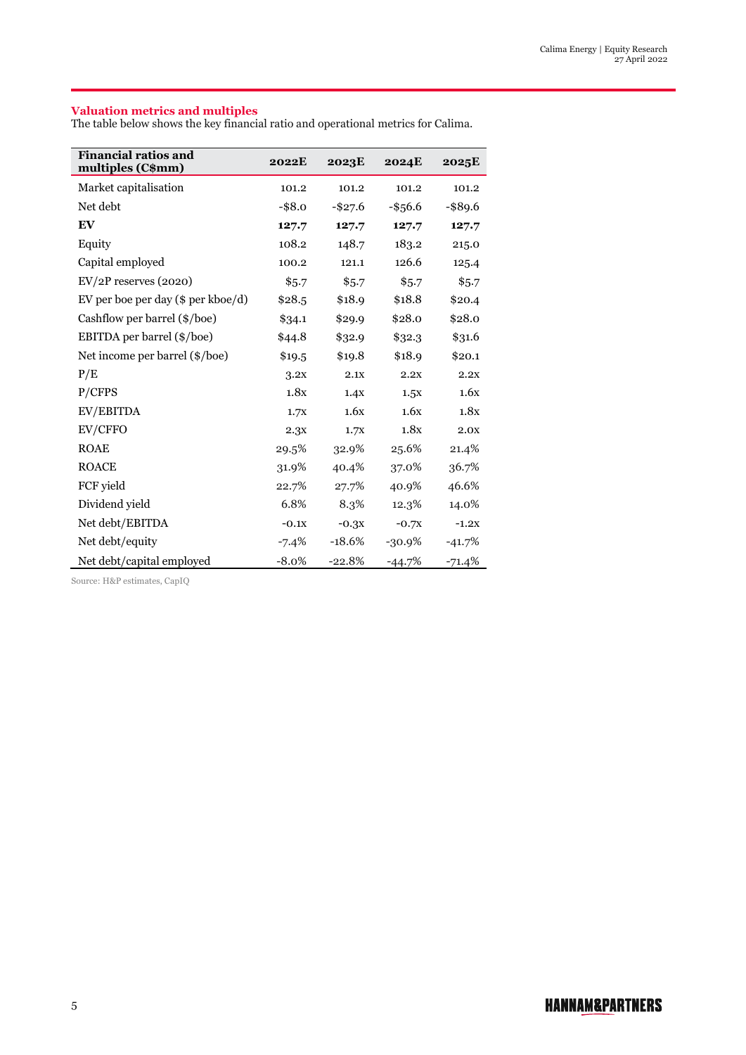## Valuation metrics and multiples

The table below shows the key financial ratio and operational metrics for Calima.

| Financial ratios and multiples (C$mm) | 2022E | 2023E | 2024E | 2025E |
|---|---|---|---|---|
| Market capitalisation | 101.2 | 101.2 | 101.2 | 101.2 |
| Net debt | -$8.0 | -$27.6 | -$56.6 | -$89.6 |
| **EV** | **127.7** | **127.7** | **127.7** | **127.7** |
| Equity | 108.2 | 148.7 | 183.2 | 215.0 |
| Capital employed | 100.2 | 121.1 | 126.6 | 125.4 |
| EV/2P reserves (2020) | $5.7 | $5.7 | $5.7 | $5.7 |
| EV per boe per day ($ per kboe/d) | $28.5 | $18.9 | $18.8 | $20.4 |
| Cashflow per barrel ($/boe) | $34.1 | $29.9 | $28.0 | $28.0 |
| EBITDA per barrel ($/boe) | $44.8 | $32.9 | $32.3 | $31.6 |
| Net income per barrel ($/boe) | $19.5 | $19.8 | $18.9 | $20.1 |
| P/E | 3.2x | 2.1x | 2.2x | 2.2x |
| P/CFPS | 1.8x | 1.4x | 1.5x | 1.6x |
| EV/EBITDA | 1.7x | 1.6x | 1.6x | 1.8x |
| EV/CFFO | 2.3x | 1.7x | 1.8x | 2.0x |
| ROAE | 29.5% | 32.9% | 25.6% | 21.4% |
| ROACE | 31.9% | 40.4% | 37.0% | 36.7% |
| FCF yield | 22.7% | 27.7% | 40.9% | 46.6% |
| Dividend yield | 6.8% | 8.3% | 12.3% | 14.0% |
| Net debt/EBITDA | -0.1x | -0.3x | -0.7x | -1.2x |
| Net debt/equity | -7.4% | -18.6% | -30.9% | -41.7% |
| Net debt/capital employed | -8.0% | -22.8% | -44.7% | -71.4% |

Source: H&P estimates, CapIQ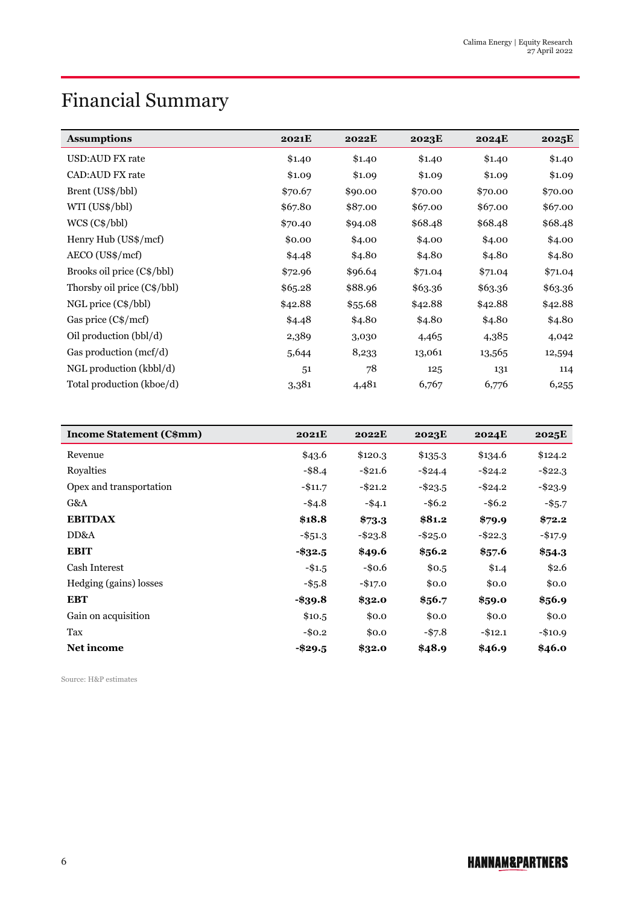# Financial Summary

| **Assumptions** | **2021E** | **2022E** | **2023E** | **2024E** | **2025E** |
|---|---|---|---|---|---|
| USD:AUD FX rate | $1.40 | $1.40 | $1.40 | $1.40 | $1.40 |
| CAD:AUD FX rate | $1.09 | $1.09 | $1.09 | $1.09 | $1.09 |
| Brent (US$/bbl) | $70.67 | $90.00 | $70.00 | $70.00 | $70.00 |
| WTI (US$/bbl) | $67.80 | $87.00 | $67.00 | $67.00 | $67.00 |
| WCS (C$/bbl) | $70.40 | $94.08 | $68.48 | $68.48 | $68.48 |
| Henry Hub (US$/mcf) | $0.00 | $4.00 | $4.00 | $4.00 | $4.00 |
| AECO (US$/mcf) | $4.48 | $4.80 | $4.80 | $4.80 | $4.80 |
| Brooks oil price (C$/bbl) | $72.96 | $96.64 | $71.04 | $71.04 | $71.04 |
| Thorsby oil price (C$/bbl) | $65.28 | $88.96 | $63.36 | $63.36 | $63.36 |
| NGL price (C$/bbl) | $42.88 | $55.68 | $42.88 | $42.88 | $42.88 |
| Gas price (C$/mcf) | $4.48 | $4.80 | $4.80 | $4.80 | $4.80 |
| Oil production (bbl/d) | 2,389 | 3,030 | 4,465 | 4,385 | 4,042 |
| Gas production (mcf/d) | 5,644 | 8,233 | 13,061 | 13,565 | 12,594 |
| NGL production (kbbl/d) | 51 | 78 | 125 | 131 | 114 |
| Total production (kboe/d) | 3,381 | 4,481 | 6,767 | 6,776 | 6,255 |

| **Income Statement (C$mm)** | **2021E** | **2022E** | **2023E** | **2024E** | **2025E** |
|---|---|---|---|---|---|
| Revenue | $43.6 | $120.3 | $135.3 | $134.6 | $124.2 |
| Royalties | -$8.4 | -$21.6 | -$24.4 | -$24.2 | -$22.3 |
| Opex and transportation | -$11.7 | -$21.2 | -$23.5 | -$24.2 | -$23.9 |
| G&A | -$4.8 | -$4.1 | -$6.2 | -$6.2 | -$5.7 |
| **EBITDAX** | **$18.8** | **$73.3** | **$81.2** | **$79.9** | **$72.2** |
| DD&A | -$51.3 | -$23.8 | -$25.0 | -$22.3 | -$17.9 |
| **EBIT** | **-$32.5** | **$49.6** | **$56.2** | **$57.6** | **$54.3** |
| Cash Interest | -$1.5 | -$0.6 | $0.5 | $1.4 | $2.6 |
| Hedging (gains) losses | -$5.8 | -$17.0 | $0.0 | $0.0 | $0.0 |
| **EBT** | **-$39.8** | **$32.0** | **$56.7** | **$59.0** | **$56.9** |
| Gain on acquisition | $10.5 | $0.0 | $0.0 | $0.0 | $0.0 |
| Tax | -$0.2 | $0.0 | -$7.8 | -$12.1 | -$10.9 |
| **Net income** | **-$29.5** | **$32.0** | **$48.9** | **$46.9** | **$46.0** |

Source: H&P estimates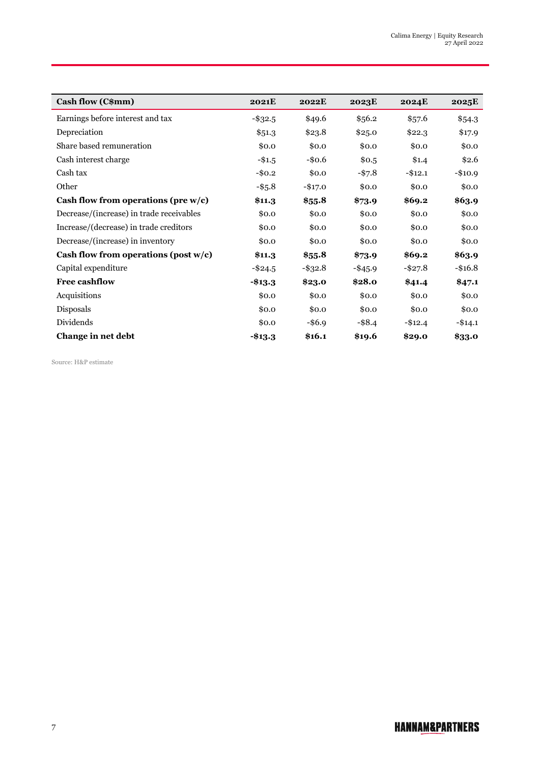| **Cash flow (C$mm)** | **2021E** | **2022E** | **2023E** | **2024E** | **2025E** |
|---|---|---|---|---|---|
| Earnings before interest and tax | -$32.5 | $49.6 | $56.2 | $57.6 | $54.3 |
| Depreciation | $51.3 | $23.8 | $25.0 | $22.3 | $17.9 |
| Share based remuneration | $0.0 | $0.0 | $0.0 | $0.0 | $0.0 |
| Cash interest charge | -$1.5 | -$0.6 | $0.5 | $1.4 | $2.6 |
| Cash tax | -$0.2 | $0.0 | -$7.8 | -$12.1 | -$10.9 |
| Other | -$5.8 | -$17.0 | $0.0 | $0.0 | $0.0 |
| **Cash flow from operations (pre w/c)** | **$11.3** | **$55.8** | **$73.9** | **$69.2** | **$63.9** |
| Decrease/(increase) in trade receivables | $0.0 | $0.0 | $0.0 | $0.0 | $0.0 |
| Increase/(decrease) in trade creditors | $0.0 | $0.0 | $0.0 | $0.0 | $0.0 |
| Decrease/(increase) in inventory | $0.0 | $0.0 | $0.0 | $0.0 | $0.0 |
| **Cash flow from operations (post w/c)** | **$11.3** | **$55.8** | **$73.9** | **$69.2** | **$63.9** |
| Capital expenditure | -$24.5 | -$32.8 | -$45.9 | -$27.8 | -$16.8 |
| **Free cashflow** | **-$13.3** | **$23.0** | **$28.0** | **$41.4** | **$47.1** |
| Acquisitions | $0.0 | $0.0 | $0.0 | $0.0 | $0.0 |
| Disposals | $0.0 | $0.0 | $0.0 | $0.0 | $0.0 |
| Dividends | $0.0 | -$6.9 | -$8.4 | -$12.4 | -$14.1 |
| **Change in net debt** | **-$13.3** | **$16.1** | **$19.6** | **$29.0** | **$33.0** |

Source: H&P estimate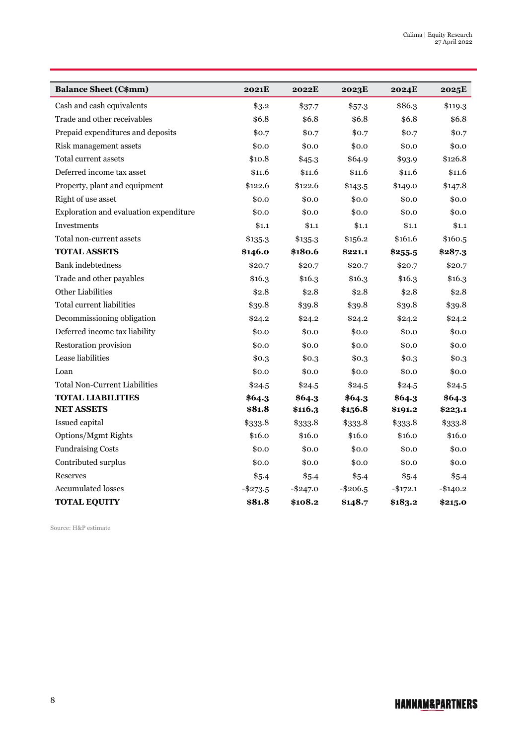| **Balance Sheet (C$mm)** | **2021E** | **2022E** | **2023E** | **2024E** | **2025E** |
|---|---|---|---|---|---|
| Cash and cash equivalents | $3.2 | $37.7 | $57.3 | $86.3 | $119.3 |
| Trade and other receivables | $6.8 | $6.8 | $6.8 | $6.8 | $6.8 |
| Prepaid expenditures and deposits | $0.7 | $0.7 | $0.7 | $0.7 | $0.7 |
| Risk management assets | $0.0 | $0.0 | $0.0 | $0.0 | $0.0 |
| Total current assets | $10.8 | $45.3 | $64.9 | $93.9 | $126.8 |
| Deferred income tax asset | $11.6 | $11.6 | $11.6 | $11.6 | $11.6 |
| Property, plant and equipment | $122.6 | $122.6 | $143.5 | $149.0 | $147.8 |
| Right of use asset | $0.0 | $0.0 | $0.0 | $0.0 | $0.0 |
| Exploration and evaluation expenditure | $0.0 | $0.0 | $0.0 | $0.0 | $0.0 |
| Investments | $1.1 | $1.1 | $1.1 | $1.1 | $1.1 |
| Total non-current assets | $135.3 | $135.3 | $156.2 | $161.6 | $160.5 |
| **TOTAL ASSETS** | **$146.0** | **$180.6** | **$221.1** | **$255.5** | **$287.3** |
| Bank indebtedness | $20.7 | $20.7 | $20.7 | $20.7 | $20.7 |
| Trade and other payables | $16.3 | $16.3 | $16.3 | $16.3 | $16.3 |
| Other Liabilities | $2.8 | $2.8 | $2.8 | $2.8 | $2.8 |
| Total current liabilities | $39.8 | $39.8 | $39.8 | $39.8 | $39.8 |
| Decommissioning obligation | $24.2 | $24.2 | $24.2 | $24.2 | $24.2 |
| Deferred income tax liability | $0.0 | $0.0 | $0.0 | $0.0 | $0.0 |
| Restoration provision | $0.0 | $0.0 | $0.0 | $0.0 | $0.0 |
| Lease liabilities | $0.3 | $0.3 | $0.3 | $0.3 | $0.3 |
| Loan | $0.0 | $0.0 | $0.0 | $0.0 | $0.0 |
| Total Non-Current Liabilities | $24.5 | $24.5 | $24.5 | $24.5 | $24.5 |
| **TOTAL LIABILITIES** | **$64.3** | **$64.3** | **$64.3** | **$64.3** | **$64.3** |
| **NET ASSETS** | **$81.8** | **$116.3** | **$156.8** | **$191.2** | **$223.1** |
| Issued capital | $333.8 | $333.8 | $333.8 | $333.8 | $333.8 |
| Options/Mgmt Rights | $16.0 | $16.0 | $16.0 | $16.0 | $16.0 |
| Fundraising Costs | $0.0 | $0.0 | $0.0 | $0.0 | $0.0 |
| Contributed surplus | $0.0 | $0.0 | $0.0 | $0.0 | $0.0 |
| Reserves | $5.4 | $5.4 | $5.4 | $5.4 | $5.4 |
| Accumulated losses | -$273.5 | -$247.0 | -$206.5 | -$172.1 | -$140.2 |
| **TOTAL EQUITY** | **$81.8** | **$108.2** | **$148.7** | **$183.2** | **$215.0** |

Source: H&P estimate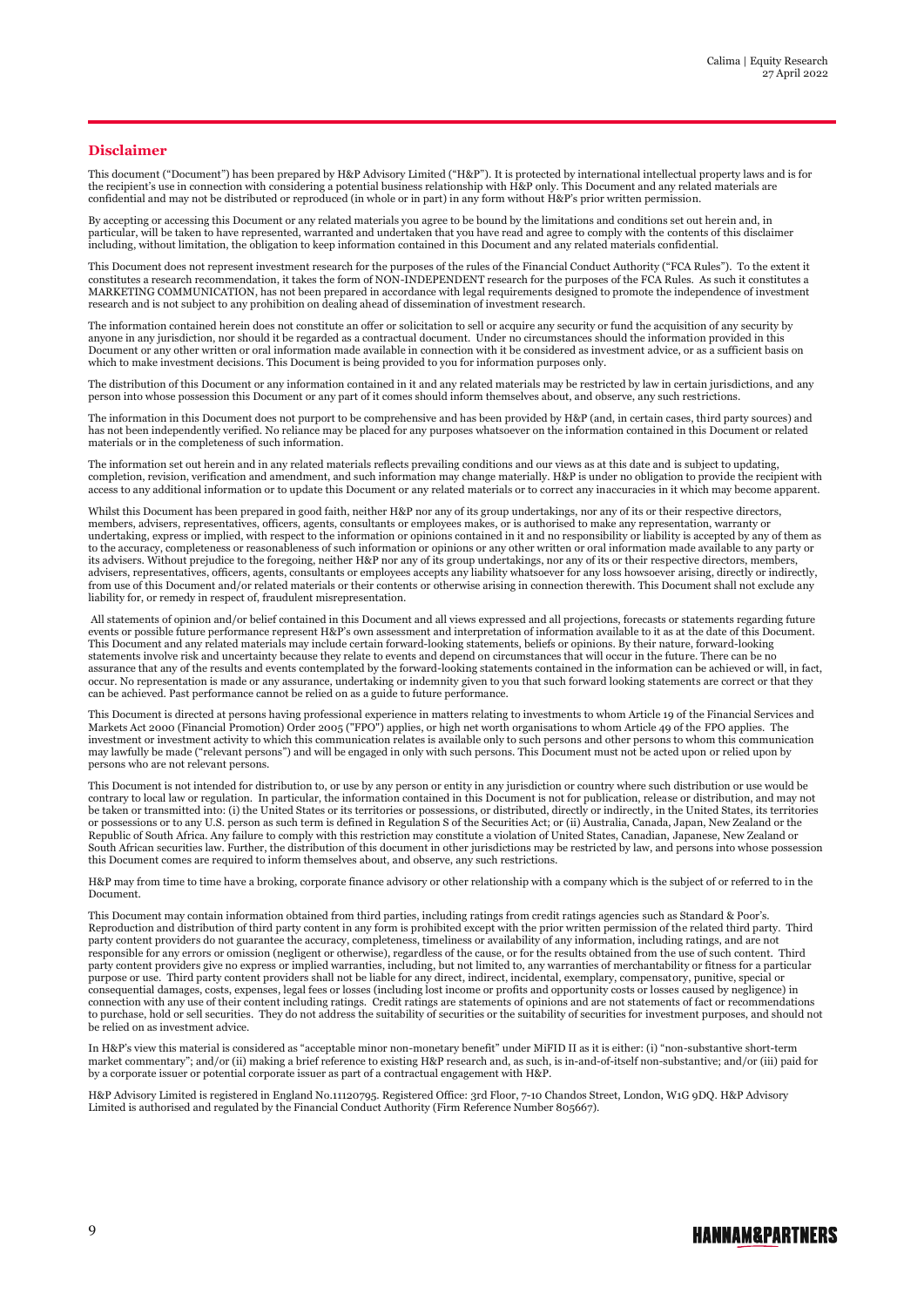## Disclaimer

This document ("Document") has been prepared by H&P Advisory Limited ("H&P"). It is protected by international intellectual property laws and is for the recipient's use in connection with considering a potential business relationship with H&P only. This Document and any related materials are confidential and may not be distributed or reproduced (in whole or in part) in any form without H&P's prior written permission.

By accepting or accessing this Document or any related materials you agree to be bound by the limitations and conditions set out herein and, in particular, will be taken to have represented, warranted and undertaken that you have read and agree to comply with the contents of this disclaimer including, without limitation, the obligation to keep information contained in this Document and any related materials confidential.

This Document does not represent investment research for the purposes of the rules of the Financial Conduct Authority ("FCA Rules"). To the extent it constitutes a research recommendation, it takes the form of NON-INDEPENDENT research for the purposes of the FCA Rules. As such it constitutes a MARKETING COMMUNICATION, has not been prepared in accordance with legal requirements designed to promote the independence of investment research and is not subject to any prohibition on dealing ahead of dissemination of investment research.

The information contained herein does not constitute an offer or solicitation to sell or acquire any security or fund the acquisition of any security by anyone in any jurisdiction, nor should it be regarded as a contractual document. Under no circumstances should the information provided in this Document or any other written or oral information made available in connection with it be considered as investment advice, or as a sufficient basis on which to make investment decisions. This Document is being provided to you for information purposes only.

The distribution of this Document or any information contained in it and any related materials may be restricted by law in certain jurisdictions, and any person into whose possession this Document or any part of it comes should inform themselves about, and observe, any such restrictions.

The information in this Document does not purport to be comprehensive and has been provided by H&P (and, in certain cases, third party sources) and has not been independently verified. No reliance may be placed for any purposes whatsoever on the information contained in this Document or related materials or in the completeness of such information.

The information set out herein and in any related materials reflects prevailing conditions and our views as at this date and is subject to updating, completion, revision, verification and amendment, and such information may change materially. H&P is under no obligation to provide the recipient with access to any additional information or to update this Document or any related materials or to correct any inaccuracies in it which may become apparent.

Whilst this Document has been prepared in good faith, neither H&P nor any of its group undertakings, nor any of its or their respective directors, members, advisers, representatives, officers, agents, consultants or employees makes, or is authorised to make any representation, warranty or undertaking, express or implied, with respect to the information or opinions contained in it and no responsibility or liability is accepted by any of them as to the accuracy, completeness or reasonableness of such information or opinions or any other written or oral information made available to any party or its advisers. Without prejudice to the foregoing, neither H&P nor any of its group undertakings, nor any of its or their respective directors, members, advisers, representatives, officers, agents, consultants or employees accepts any liability whatsoever for any loss howsoever arising, directly or indirectly, from use of this Document and/or related materials or their contents or otherwise arising in connection therewith. This Document shall not exclude any liability for, or remedy in respect of, fraudulent misrepresentation.

All statements of opinion and/or belief contained in this Document and all views expressed and all projections, forecasts or statements regarding future events or possible future performance represent H&P's own assessment and interpretation of information available to it as at the date of this Document. This Document and any related materials may include certain forward-looking statements, beliefs or opinions. By their nature, forward-looking statements involve risk and uncertainty because they relate to events and depend on circumstances that will occur in the future. There can be no assurance that any of the results and events contemplated by the forward-looking statements contained in the information can be achieved or will, in fact, occur. No representation is made or any assurance, undertaking or indemnity given to you that such forward looking statements are correct or that they can be achieved. Past performance cannot be relied on as a guide to future performance.

This Document is directed at persons having professional experience in matters relating to investments to whom Article 19 of the Financial Services and Markets Act 2000 (Financial Promotion) Order 2005 ("FPO") applies, or high net worth organisations to whom Article 49 of the FPO applies. The investment or investment activity to which this communication relates is available only to such persons and other persons to whom this communication may lawfully be made ("relevant persons") and will be engaged in only with such persons. This Document must not be acted upon or relied upon by persons who are not relevant persons.

This Document is not intended for distribution to, or use by any person or entity in any jurisdiction or country where such distribution or use would be contrary to local law or regulation. In particular, the information contained in this Document is not for publication, release or distribution, and may not be taken or transmitted into: (i) the United States or its territories or possessions, or distributed, directly or indirectly, in the United States, its territories or possessions or to any U.S. person as such term is defined in Regulation S of the Securities Act; or (ii) Australia, Canada, Japan, New Zealand or the Republic of South Africa. Any failure to comply with this restriction may constitute a violation of United States, Canadian, Japanese, New Zealand or South African securities law. Further, the distribution of this document in other jurisdictions may be restricted by law, and persons into whose possession this Document comes are required to inform themselves about, and observe, any such restrictions.

H&P may from time to time have a broking, corporate finance advisory or other relationship with a company which is the subject of or referred to in the Document.

This Document may contain information obtained from third parties, including ratings from credit ratings agencies such as Standard & Poor's. Reproduction and distribution of third party content in any form is prohibited except with the prior written permission of the related third party. Third party content providers do not guarantee the accuracy, completeness, timeliness or availability of any information, including ratings, and are not responsible for any errors or omission (negligent or otherwise), regardless of the cause, or for the results obtained from the use of such content. Third party content providers give no express or implied warranties, including, but not limited to, any warranties of merchantability or fitness for a particular purpose or use. Third party content providers shall not be liable for any direct, indirect, incidental, exemplary, compensatory, punitive, special or consequential damages, costs, expenses, legal fees or losses (including lost income or profits and opportunity costs or losses caused by negligence) in connection with any use of their content including ratings. Credit ratings are statements of opinions and are not statements of fact or recommendations to purchase, hold or sell securities. They do not address the suitability of securities or the suitability of securities for investment purposes, and should not be relied on as investment advice.

In H&P's view this material is considered as "acceptable minor non-monetary benefit" under MiFID II as it is either: (i) "non-substantive short-term market commentary"; and/or (ii) making a brief reference to existing H&P research and, as such, is in-and-of-itself non-substantive; and/or (iii) paid for by a corporate issuer or potential corporate issuer as part of a contractual engagement with H&P.

H&P Advisory Limited is registered in England No.11120795. Registered Office: 3rd Floor, 7-10 Chandos Street, London, W1G 9DQ. H&P Advisory Limited is authorised and regulated by the Financial Conduct Authority (Firm Reference Number 805667).